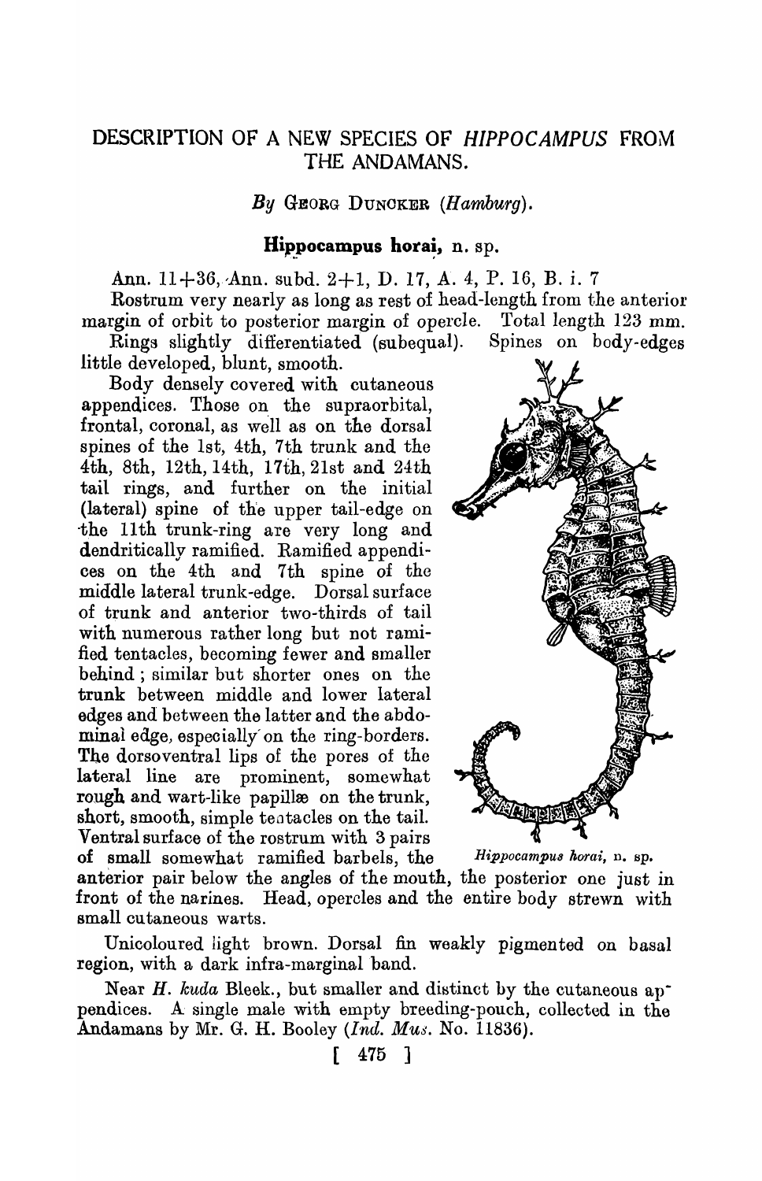# DESCRIPTION OF A NEW SPECIES OF *HIPPOCAMPUS* FROM THE ANDAMANS.

*By* GEORG DUNCKER (*Hamburg*).

### Hippocampus horai, n. sp.

Ann. 11+36, Ann. subd. 2+1, D. 17, A. 4, P. 16, B. i. 7

Rostrum very nearly as long as rest of head-length from the anterior margin of orbit to posterior margin of opercle. Total length 123 mm.

Rings slightly differentiated (subequal). Spines on body-edges little developed, blunt, smooth.

Body densely covered with cutaneous appendices. Those on the supraorbital, frontal, coronal, as well as on the dorsal spines of the 1st, 4th, 7th trunk and the 4th, 8th, 12th, 14th, 17th, 21st and 24th tail rings, and further on the initial (lateral) spine of the upper tail-edge on the 11th trunk-ring are very long and dendritically ramified. Ramified appendices on the 4th and 7th spine of the middle lateral trunk-edge. Dorsal surface of trunk and anterior two-thirds of tail with numerous rather long but not ramified tentacles, becoming fewer and smaller behind; similar but shorter ones on the trunk between middle and lower lateral edges and between the latter and the abdominal edge, especially on the ring-borders. The dorsoventral lips of the pores of the lateral line are prominent, somewhat rough and wart-like papillæ on the trunk, short, smooth, simple tentacles on the tail. Ventral surface of the rostrum with 3 pairs of small somewhat ramified barbels, the anterior pair below the angles of the mouth, the posterior one just in front of the narines. Head, opercles and the entire body strewn with small cutaneous warts.

*Hippocampus horai*, n. sp.

Unicoloured light brown. Dorsal fin weakly pigmented on basal region, with a dark infra-marginal band.

Near *H. kuda* Bleek., but smaller and distinct by the cutaneous appendices. A single male with empty breeding-pouch, collected in the Andamans by Mr. G. H. Booley (*Ind. Mus.* No. 11836).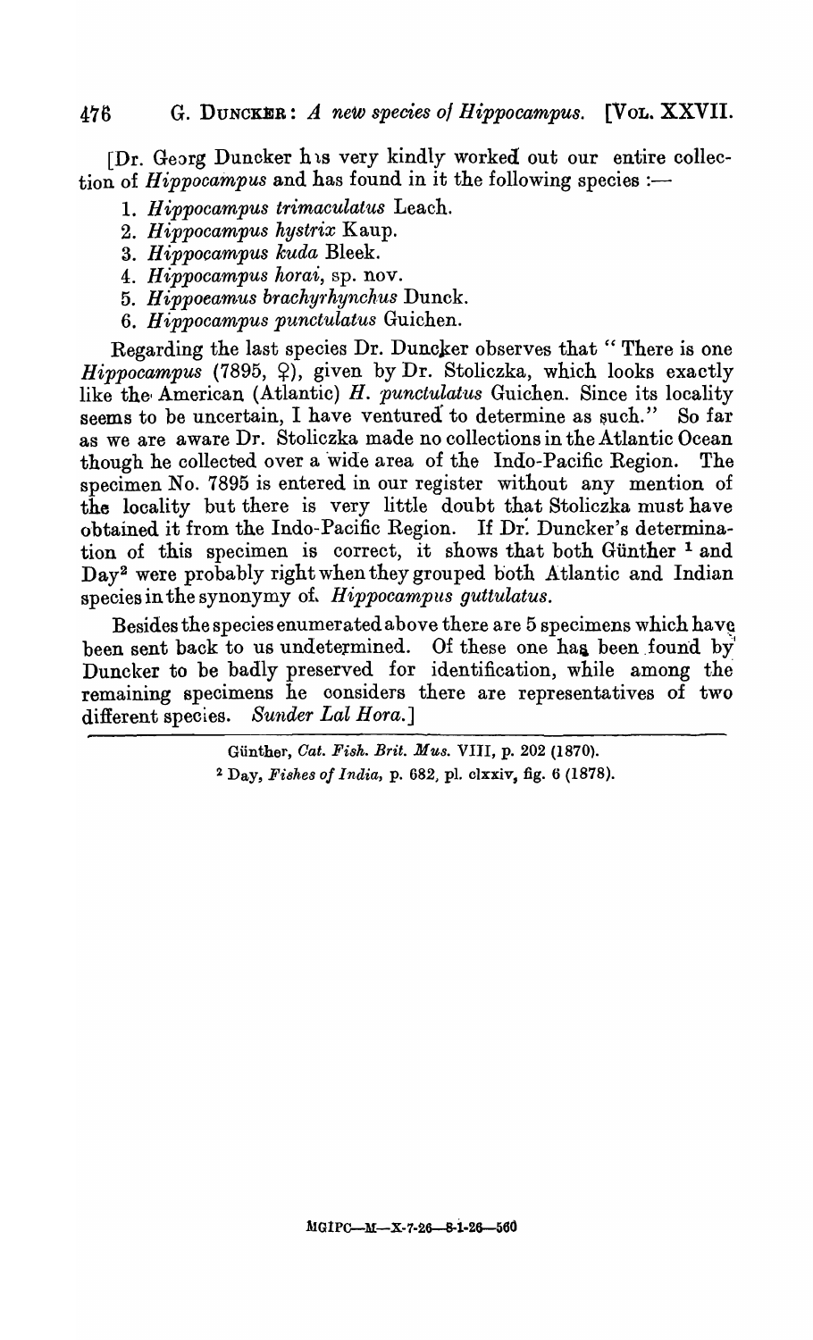[Dr. Georg Duncker his very kindly worked out our entire collection of *Hippocampus* and has found in it the following species :—

1. *Hippocampus trimaculatus* Leach.
2. *Hippocampus hystrix* Kaup.
3. *Hippocampus kuda* Bleek.
4. *Hippocampus horai*, sp. nov.
5. *Hippoeamus brachyrhynchus* Dunck.
6. *Hippocampus punctulatus* Guichen.

Regarding the last species Dr. Duncker observes that " There is one *Hippocampus* (7895, ♀), given by Dr. Stoliczka, which looks exactly like the American (Atlantic) *H. punctulatus* Guichen. Since its locality seems to be uncertain, I have ventured to determine as such." So far as we are aware Dr. Stoliczka made no collections in the Atlantic Ocean though he collected over a wide area of the Indo-Pacific Region. The specimen No. 7895 is entered in our register without any mention of the locality but there is very little doubt that Stoliczka must have obtained it from the Indo-Pacific Region. If Dr. Duncker's determination of this specimen is correct, it shows that both Günther [1] and Day[2] were probably right when they grouped both Atlantic and Indian species in the synonymy of *Hippocampus guttulatus*.

Besides the species enumerated above there are 5 specimens which have been sent back to us undetermined. Of these one has been found by Duncker to be badly preserved for identification, while among the remaining specimens he considers there are representatives of two different species. *Sunder Lal Hora.*]

---

[1] Günther, *Cat. Fish. Brit. Mus.* VIII, p. 202 (1870).

[2] Day, *Fishes of India*, p. 682, pl. clxxiv, fig. 6 (1878).

MGIPC—M—X-7-26—8-1-26—560